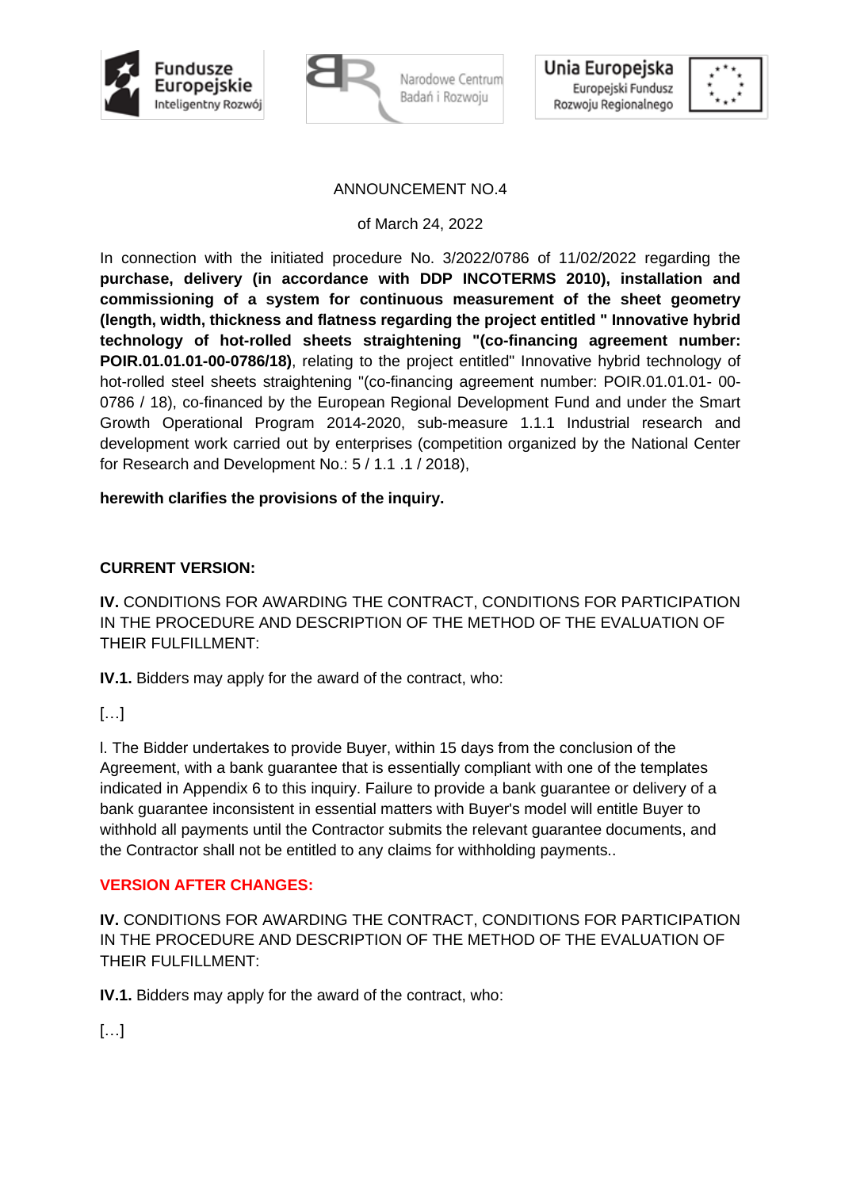Fundusze Europejskie Inteligentny Rozwój | Narodowe Centrum Badań i Rozwoju | Unia Europejska Europejski Fundusz Rozwoju Regionalnego

ANNOUNCEMENT NO.4

of March 24, 2022

In connection with the initiated procedure No. 3/2022/0786 of 11/02/2022 regarding the **purchase, delivery (in accordance with DDP INCOTERMS 2010), installation and commissioning of a system for continuous measurement of the sheet geometry (length, width, thickness and flatness regarding the project entitled " Innovative hybrid technology of hot-rolled sheets straightening "(co-financing agreement number: POIR.01.01.01-00-0786/18)**, relating to the project entitled" Innovative hybrid technology of hot-rolled steel sheets straightening "(co-financing agreement number: POIR.01.01.01- 00-0786 / 18), co-financed by the European Regional Development Fund and under the Smart Growth Operational Program 2014-2020, sub-measure 1.1.1 Industrial research and development work carried out by enterprises (competition organized by the National Center for Research and Development No.: 5 / 1.1 .1 / 2018),

**herewith clarifies the provisions of the inquiry.**

**CURRENT VERSION:**

**IV.** CONDITIONS FOR AWARDING THE CONTRACT, CONDITIONS FOR PARTICIPATION IN THE PROCEDURE AND DESCRIPTION OF THE METHOD OF THE EVALUATION OF THEIR FULFILLMENT:

**IV.1.** Bidders may apply for the award of the contract, who:

[…]

l. The Bidder undertakes to provide Buyer, within 15 days from the conclusion of the Agreement, with a bank guarantee that is essentially compliant with one of the templates indicated in Appendix 6 to this inquiry. Failure to provide a bank guarantee or delivery of a bank guarantee inconsistent in essential matters with Buyer's model will entitle Buyer to withhold all payments until the Contractor submits the relevant guarantee documents, and the Contractor shall not be entitled to any claims for withholding payments..

**VERSION AFTER CHANGES:**

**IV.** CONDITIONS FOR AWARDING THE CONTRACT, CONDITIONS FOR PARTICIPATION IN THE PROCEDURE AND DESCRIPTION OF THE METHOD OF THE EVALUATION OF THEIR FULFILLMENT:

**IV.1.** Bidders may apply for the award of the contract, who:

[…]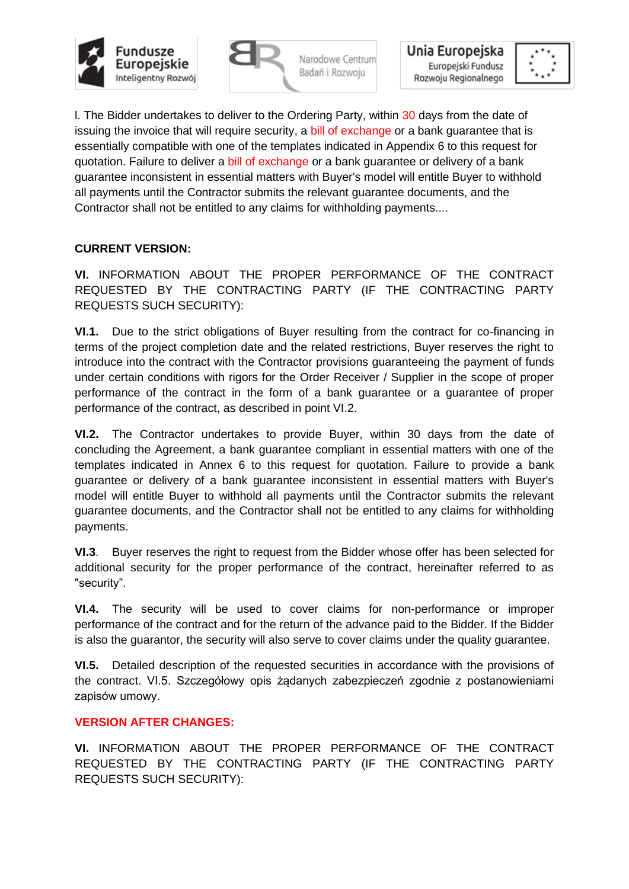l. The Bidder undertakes to deliver to the Ordering Party, within 30 days from the date of issuing the invoice that will require security, a bill of exchange or a bank guarantee that is essentially compatible with one of the templates indicated in Appendix 6 to this request for quotation. Failure to deliver a bill of exchange or a bank guarantee or delivery of a bank guarantee inconsistent in essential matters with Buyer's model will entitle Buyer to withhold all payments until the Contractor submits the relevant guarantee documents, and the Contractor shall not be entitled to any claims for withholding payments....

**CURRENT VERSION:**

**VI.** INFORMATION ABOUT THE PROPER PERFORMANCE OF THE CONTRACT REQUESTED BY THE CONTRACTING PARTY (IF THE CONTRACTING PARTY REQUESTS SUCH SECURITY):

**VI.1.** Due to the strict obligations of Buyer resulting from the contract for co-financing in terms of the project completion date and the related restrictions, Buyer reserves the right to introduce into the contract with the Contractor provisions guaranteeing the payment of funds under certain conditions with rigors for the Order Receiver / Supplier in the scope of proper performance of the contract in the form of a bank guarantee or a guarantee of proper performance of the contract, as described in point VI.2.

**VI.2.** The Contractor undertakes to provide Buyer, within 30 days from the date of concluding the Agreement, a bank guarantee compliant in essential matters with one of the templates indicated in Annex 6 to this request for quotation. Failure to provide a bank guarantee or delivery of a bank guarantee inconsistent in essential matters with Buyer's model will entitle Buyer to withhold all payments until the Contractor submits the relevant guarantee documents, and the Contractor shall not be entitled to any claims for withholding payments.

**VI.3**. Buyer reserves the right to request from the Bidder whose offer has been selected for additional security for the proper performance of the contract, hereinafter referred to as "security".

**VI.4.** The security will be used to cover claims for non-performance or improper performance of the contract and for the return of the advance paid to the Bidder. If the Bidder is also the guarantor, the security will also serve to cover claims under the quality guarantee.

**VI.5.** Detailed description of the requested securities in accordance with the provisions of the contract. VI.5. Szczegółowy opis żądanych zabezpieczeń zgodnie z postanowieniami zapisów umowy.

**VERSION AFTER CHANGES:**

**VI.** INFORMATION ABOUT THE PROPER PERFORMANCE OF THE CONTRACT REQUESTED BY THE CONTRACTING PARTY (IF THE CONTRACTING PARTY REQUESTS SUCH SECURITY):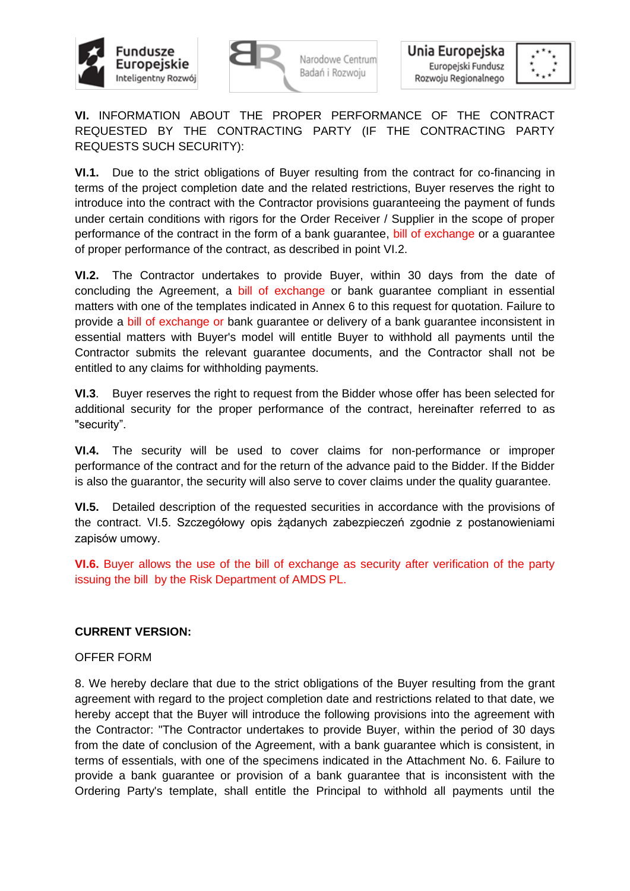**VI.** INFORMATION ABOUT THE PROPER PERFORMANCE OF THE CONTRACT REQUESTED BY THE CONTRACTING PARTY (IF THE CONTRACTING PARTY REQUESTS SUCH SECURITY):

**VI.1.** Due to the strict obligations of Buyer resulting from the contract for co-financing in terms of the project completion date and the related restrictions, Buyer reserves the right to introduce into the contract with the Contractor provisions guaranteeing the payment of funds under certain conditions with rigors for the Order Receiver / Supplier in the scope of proper performance of the contract in the form of a bank guarantee, bill of exchange or a guarantee of proper performance of the contract, as described in point VI.2.

**VI.2.** The Contractor undertakes to provide Buyer, within 30 days from the date of concluding the Agreement, a bill of exchange or bank guarantee compliant in essential matters with one of the templates indicated in Annex 6 to this request for quotation. Failure to provide a bill of exchange or bank guarantee or delivery of a bank guarantee inconsistent in essential matters with Buyer's model will entitle Buyer to withhold all payments until the Contractor submits the relevant guarantee documents, and the Contractor shall not be entitled to any claims for withholding payments.

**VI.3**. Buyer reserves the right to request from the Bidder whose offer has been selected for additional security for the proper performance of the contract, hereinafter referred to as "security".

**VI.4.** The security will be used to cover claims for non-performance or improper performance of the contract and for the return of the advance paid to the Bidder. If the Bidder is also the guarantor, the security will also serve to cover claims under the quality guarantee.

**VI.5.** Detailed description of the requested securities in accordance with the provisions of the contract. VI.5. Szczegółowy opis żądanych zabezpieczeń zgodnie z postanowieniami zapisów umowy.

**VI.6.** Buyer allows the use of the bill of exchange as security after verification of the party issuing the bill by the Risk Department of AMDS PL.

**CURRENT VERSION:**

OFFER FORM

8. We hereby declare that due to the strict obligations of the Buyer resulting from the grant agreement with regard to the project completion date and restrictions related to that date, we hereby accept that the Buyer will introduce the following provisions into the agreement with the Contractor: "The Contractor undertakes to provide Buyer, within the period of 30 days from the date of conclusion of the Agreement, with a bank guarantee which is consistent, in terms of essentials, with one of the specimens indicated in the Attachment No. 6. Failure to provide a bank guarantee or provision of a bank guarantee that is inconsistent with the Ordering Party's template, shall entitle the Principal to withhold all payments until the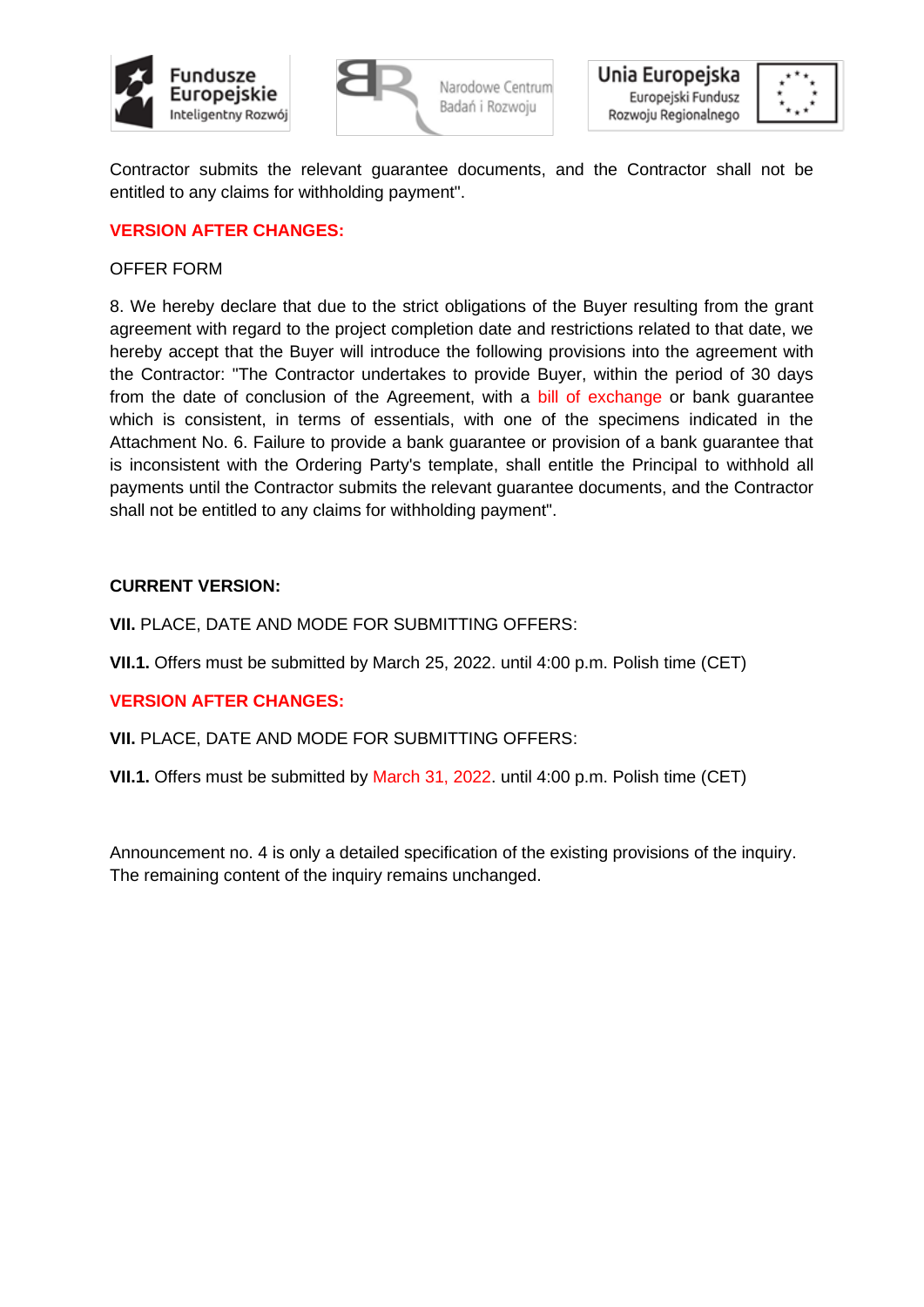Contractor submits the relevant guarantee documents, and the Contractor shall not be entitled to any claims for withholding payment".

**VERSION AFTER CHANGES:**

OFFER FORM

8. We hereby declare that due to the strict obligations of the Buyer resulting from the grant agreement with regard to the project completion date and restrictions related to that date, we hereby accept that the Buyer will introduce the following provisions into the agreement with the Contractor: "The Contractor undertakes to provide Buyer, within the period of 30 days from the date of conclusion of the Agreement, with a bill of exchange or bank guarantee which is consistent, in terms of essentials, with one of the specimens indicated in the Attachment No. 6. Failure to provide a bank guarantee or provision of a bank guarantee that is inconsistent with the Ordering Party's template, shall entitle the Principal to withhold all payments until the Contractor submits the relevant guarantee documents, and the Contractor shall not be entitled to any claims for withholding payment".

**CURRENT VERSION:**

**VII.** PLACE, DATE AND MODE FOR SUBMITTING OFFERS:

**VII.1.** Offers must be submitted by March 25, 2022. until 4:00 p.m. Polish time (CET)

**VERSION AFTER CHANGES:**

**VII.** PLACE, DATE AND MODE FOR SUBMITTING OFFERS:

**VII.1.** Offers must be submitted by March 31, 2022. until 4:00 p.m. Polish time (CET)

Announcement no. 4 is only a detailed specification of the existing provisions of the inquiry. The remaining content of the inquiry remains unchanged.